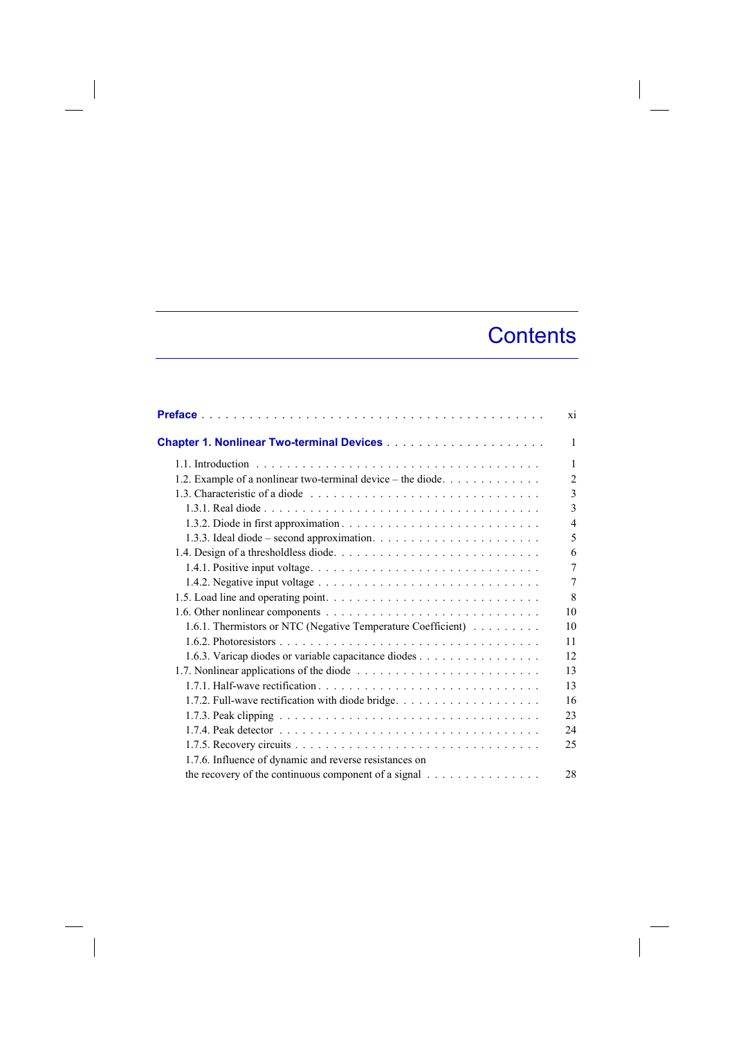# Contents

**Preface** . . . . . . . . . . . . . . . . . . . . . . . . . . . . . . . . . . . . . . . . . . xi

**Chapter 1. Nonlinear Two-terminal Devices** . . . . . . . . . . . . . . . . . . . . . 1

1.1. Introduction . . . . . . . . . . . . . . . . . . . . . . . . . . . . . . . . . . . . . 1
1.2. Example of a nonlinear two-terminal device – the diode. . . . . . . . . . . . . 2
1.3. Characteristic of a diode . . . . . . . . . . . . . . . . . . . . . . . . . . . . . 3
1.3.1. Real diode . . . . . . . . . . . . . . . . . . . . . . . . . . . . . . . . . . 3
1.3.2. Diode in first approximation . . . . . . . . . . . . . . . . . . . . . . . . . 4
1.3.3. Ideal diode – second approximation. . . . . . . . . . . . . . . . . . . . . . 5
1.4. Design of a thresholdless diode. . . . . . . . . . . . . . . . . . . . . . . . . . 6
1.4.1. Positive input voltage. . . . . . . . . . . . . . . . . . . . . . . . . . . . . 7
1.4.2. Negative input voltage . . . . . . . . . . . . . . . . . . . . . . . . . . . . 7
1.5. Load line and operating point. . . . . . . . . . . . . . . . . . . . . . . . . . . 8
1.6. Other nonlinear components . . . . . . . . . . . . . . . . . . . . . . . . . . . 10
1.6.1. Thermistors or NTC (Negative Temperature Coefficient) . . . . . . . . . 10
1.6.2. Photoresistors . . . . . . . . . . . . . . . . . . . . . . . . . . . . . . . . . 11
1.6.3. Varicap diodes or variable capacitance diodes . . . . . . . . . . . . . . . . 12
1.7. Nonlinear applications of the diode . . . . . . . . . . . . . . . . . . . . . . . 13
1.7.1. Half-wave rectification . . . . . . . . . . . . . . . . . . . . . . . . . . . . 13
1.7.2. Full-wave rectification with diode bridge. . . . . . . . . . . . . . . . . . . 16
1.7.3. Peak clipping . . . . . . . . . . . . . . . . . . . . . . . . . . . . . . . . . 23
1.7.4. Peak detector . . . . . . . . . . . . . . . . . . . . . . . . . . . . . . . . . 24
1.7.5. Recovery circuits . . . . . . . . . . . . . . . . . . . . . . . . . . . . . . . 25
1.7.6. Influence of dynamic and reverse resistances on the recovery of the continuous component of a signal . . . . . . . . . . . . . . . 28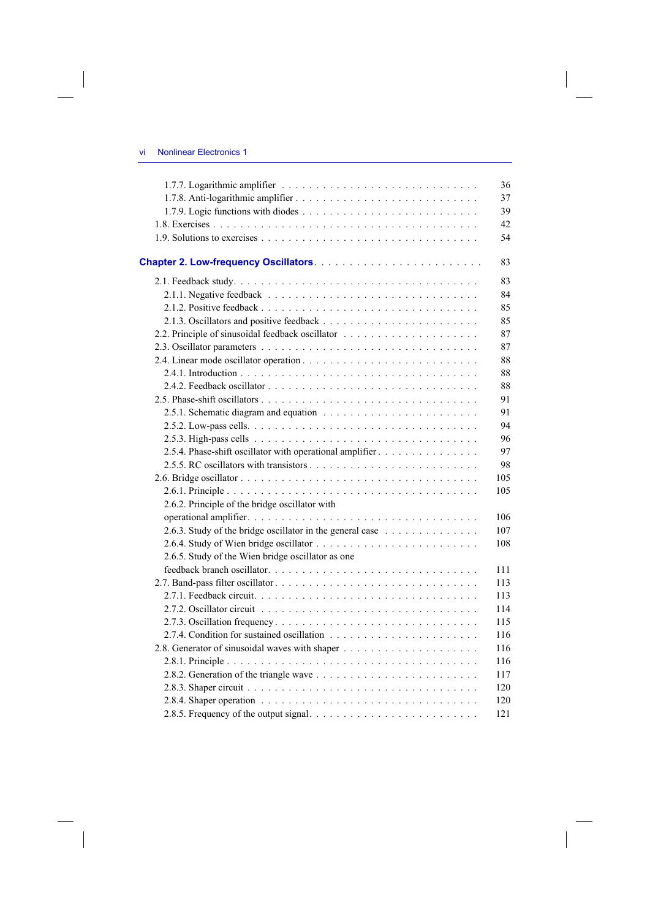1.7.7. Logarithmic amplifier . . . . . . . . . . . . . . . . . . . . . . . . . . . 36
1.7.8. Anti-logarithmic amplifier . . . . . . . . . . . . . . . . . . . . . . . . . 37
1.7.9. Logic functions with diodes . . . . . . . . . . . . . . . . . . . . . . . . 39
1.8. Exercises . . . . . . . . . . . . . . . . . . . . . . . . . . . . . . . . . . . 42
1.9. Solutions to exercises . . . . . . . . . . . . . . . . . . . . . . . . . . . . 54

**Chapter 2. Low-frequency Oscillators** . . . . . . . . . . . . . . . . . . . . . 83

2.1. Feedback study. . . . . . . . . . . . . . . . . . . . . . . . . . . . . . . . 83
2.1.1. Negative feedback . . . . . . . . . . . . . . . . . . . . . . . . . . . . 84
2.1.2. Positive feedback . . . . . . . . . . . . . . . . . . . . . . . . . . . . . 85
2.1.3. Oscillators and positive feedback . . . . . . . . . . . . . . . . . . . . 85
2.2. Principle of sinusoidal feedback oscillator . . . . . . . . . . . . . . . . . 87
2.3. Oscillator parameters . . . . . . . . . . . . . . . . . . . . . . . . . . . . 87
2.4. Linear mode oscillator operation . . . . . . . . . . . . . . . . . . . . . . 88
2.4.1. Introduction . . . . . . . . . . . . . . . . . . . . . . . . . . . . . . . 88
2.4.2. Feedback oscillator . . . . . . . . . . . . . . . . . . . . . . . . . . . . 88
2.5. Phase-shift oscillators . . . . . . . . . . . . . . . . . . . . . . . . . . . . 91
2.5.1. Schematic diagram and equation . . . . . . . . . . . . . . . . . . . . . 91
2.5.2. Low-pass cells. . . . . . . . . . . . . . . . . . . . . . . . . . . . . . . 94
2.5.3. High-pass cells . . . . . . . . . . . . . . . . . . . . . . . . . . . . . . 96
2.5.4. Phase-shift oscillator with operational amplifier . . . . . . . . . . . . . 97
2.5.5. RC oscillators with transistors . . . . . . . . . . . . . . . . . . . . . . 98
2.6. Bridge oscillator . . . . . . . . . . . . . . . . . . . . . . . . . . . . . . . 105
2.6.1. Principle . . . . . . . . . . . . . . . . . . . . . . . . . . . . . . . . . 105
2.6.2. Principle of the bridge oscillator with operational amplifier. . . . . . . . . . . . . . . . . . . . . . . . . . . . . . . 106
2.6.3. Study of the bridge oscillator in the general case . . . . . . . . . . . . . 107
2.6.4. Study of Wien bridge oscillator . . . . . . . . . . . . . . . . . . . . . . 108
2.6.5. Study of the Wien bridge oscillator as one feedback branch oscillator. . . . . . . . . . . . . . . . . . . . . . . . . . . . 111
2.7. Band-pass filter oscillator . . . . . . . . . . . . . . . . . . . . . . . . . . 113
2.7.1. Feedback circuit. . . . . . . . . . . . . . . . . . . . . . . . . . . . . . 113
2.7.2. Oscillator circuit . . . . . . . . . . . . . . . . . . . . . . . . . . . . . 114
2.7.3. Oscillation frequency . . . . . . . . . . . . . . . . . . . . . . . . . . . 115
2.7.4. Condition for sustained oscillation . . . . . . . . . . . . . . . . . . . . 116
2.8. Generator of sinusoidal waves with shaper . . . . . . . . . . . . . . . . . 116
2.8.1. Principle . . . . . . . . . . . . . . . . . . . . . . . . . . . . . . . . . 116
2.8.2. Generation of the triangle wave . . . . . . . . . . . . . . . . . . . . . . 117
2.8.3. Shaper circuit . . . . . . . . . . . . . . . . . . . . . . . . . . . . . . . 120
2.8.4. Shaper operation . . . . . . . . . . . . . . . . . . . . . . . . . . . . . 120
2.8.5. Frequency of the output signal. . . . . . . . . . . . . . . . . . . . . . . 121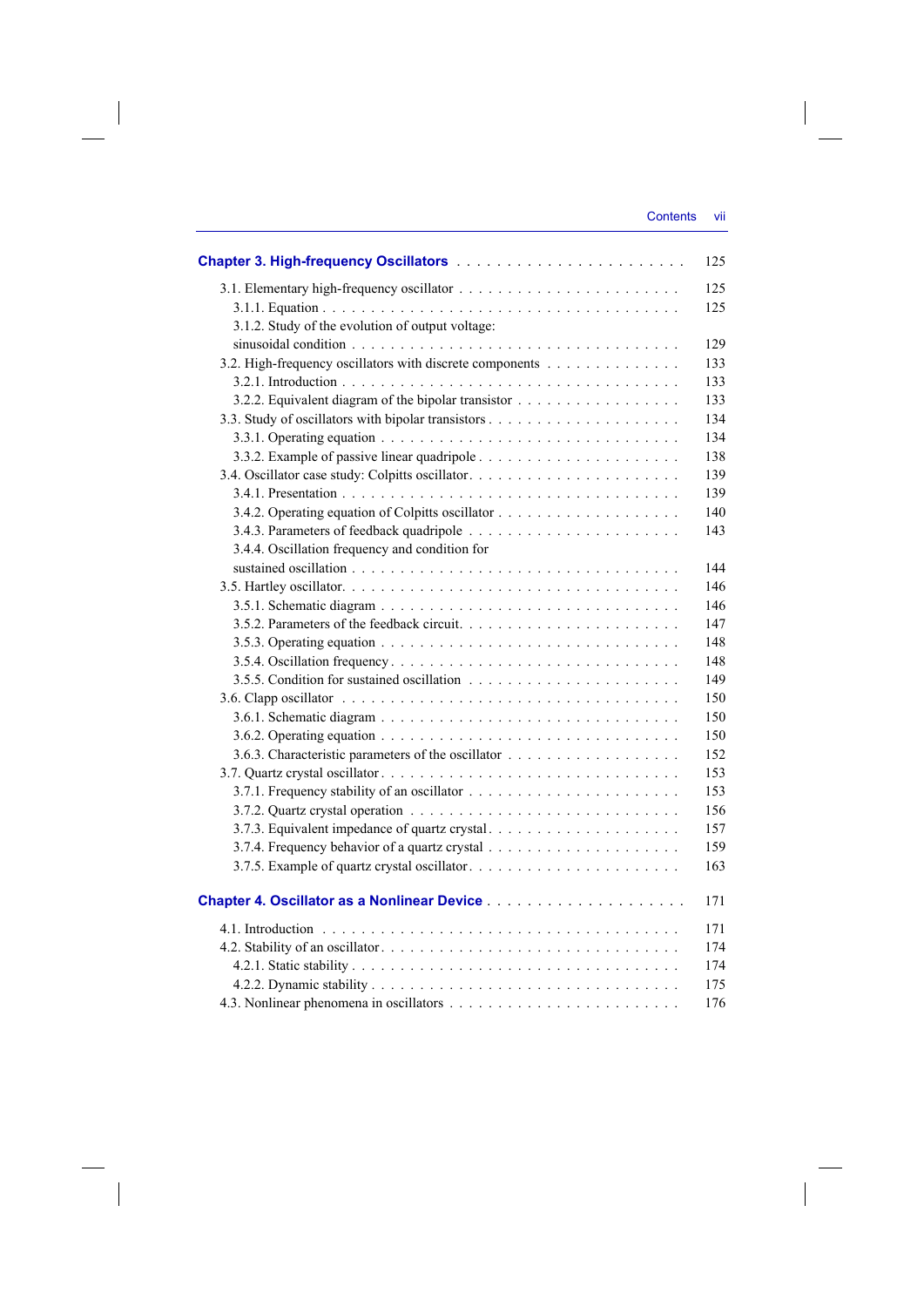**Chapter 3. High-frequency Oscillators** . . . . . . . . . . . . . . . . . . . . . . 125

3.1. Elementary high-frequency oscillator . . . . . . . . . . . . . . . . . . . . . 125
  3.1.1. Equation . . . . . . . . . . . . . . . . . . . . . . . . . . . . . . . . . 125
  3.1.2. Study of the evolution of output voltage: sinusoidal condition . . . . . . . . . . . . . . . . . . . . . . . . . . . . . . 129
3.2. High-frequency oscillators with discrete components . . . . . . . . . . . . . 133
  3.2.1. Introduction . . . . . . . . . . . . . . . . . . . . . . . . . . . . . . . 133
  3.2.2. Equivalent diagram of the bipolar transistor . . . . . . . . . . . . . . . 133
3.3. Study of oscillators with bipolar transistors . . . . . . . . . . . . . . . . . 134
  3.3.1. Operating equation . . . . . . . . . . . . . . . . . . . . . . . . . . . 134
  3.3.2. Example of passive linear quadripole . . . . . . . . . . . . . . . . . . 138
3.4. Oscillator case study: Colpitts oscillator. . . . . . . . . . . . . . . . . . . 139
  3.4.1. Presentation . . . . . . . . . . . . . . . . . . . . . . . . . . . . . . . 139
  3.4.2. Operating equation of Colpitts oscillator . . . . . . . . . . . . . . . . . 140
  3.4.3. Parameters of feedback quadripole . . . . . . . . . . . . . . . . . . . . 143
  3.4.4. Oscillation frequency and condition for sustained oscillation . . . . . . . . . . . . . . . . . . . . . . . . . . . . . . 144
3.5. Hartley oscillator. . . . . . . . . . . . . . . . . . . . . . . . . . . . . . . 146
  3.5.1. Schematic diagram . . . . . . . . . . . . . . . . . . . . . . . . . . . . 146
  3.5.2. Parameters of the feedback circuit. . . . . . . . . . . . . . . . . . . . 147
  3.5.3. Operating equation . . . . . . . . . . . . . . . . . . . . . . . . . . . 148
  3.5.4. Oscillation frequency. . . . . . . . . . . . . . . . . . . . . . . . . . . 148
  3.5.5. Condition for sustained oscillation . . . . . . . . . . . . . . . . . . . . 149
3.6. Clapp oscillator . . . . . . . . . . . . . . . . . . . . . . . . . . . . . . . 150
  3.6.1. Schematic diagram . . . . . . . . . . . . . . . . . . . . . . . . . . . . 150
  3.6.2. Operating equation . . . . . . . . . . . . . . . . . . . . . . . . . . . 150
  3.6.3. Characteristic parameters of the oscillator . . . . . . . . . . . . . . . . 152
3.7. Quartz crystal oscillator. . . . . . . . . . . . . . . . . . . . . . . . . . . 153
  3.7.1. Frequency stability of an oscillator . . . . . . . . . . . . . . . . . . . 153
  3.7.2. Quartz crystal operation . . . . . . . . . . . . . . . . . . . . . . . . . 156
  3.7.3. Equivalent impedance of quartz crystal. . . . . . . . . . . . . . . . . . 157
  3.7.4. Frequency behavior of a quartz crystal . . . . . . . . . . . . . . . . . . 159
  3.7.5. Example of quartz crystal oscillator. . . . . . . . . . . . . . . . . . . . 163

**Chapter 4. Oscillator as a Nonlinear Device** . . . . . . . . . . . . . . . . . . . 171

4.1. Introduction . . . . . . . . . . . . . . . . . . . . . . . . . . . . . . . . . 171
4.2. Stability of an oscillator. . . . . . . . . . . . . . . . . . . . . . . . . . . 174
  4.2.1. Static stability . . . . . . . . . . . . . . . . . . . . . . . . . . . . . . 174
  4.2.2. Dynamic stability . . . . . . . . . . . . . . . . . . . . . . . . . . . . . 175
4.3. Nonlinear phenomena in oscillators . . . . . . . . . . . . . . . . . . . . . 176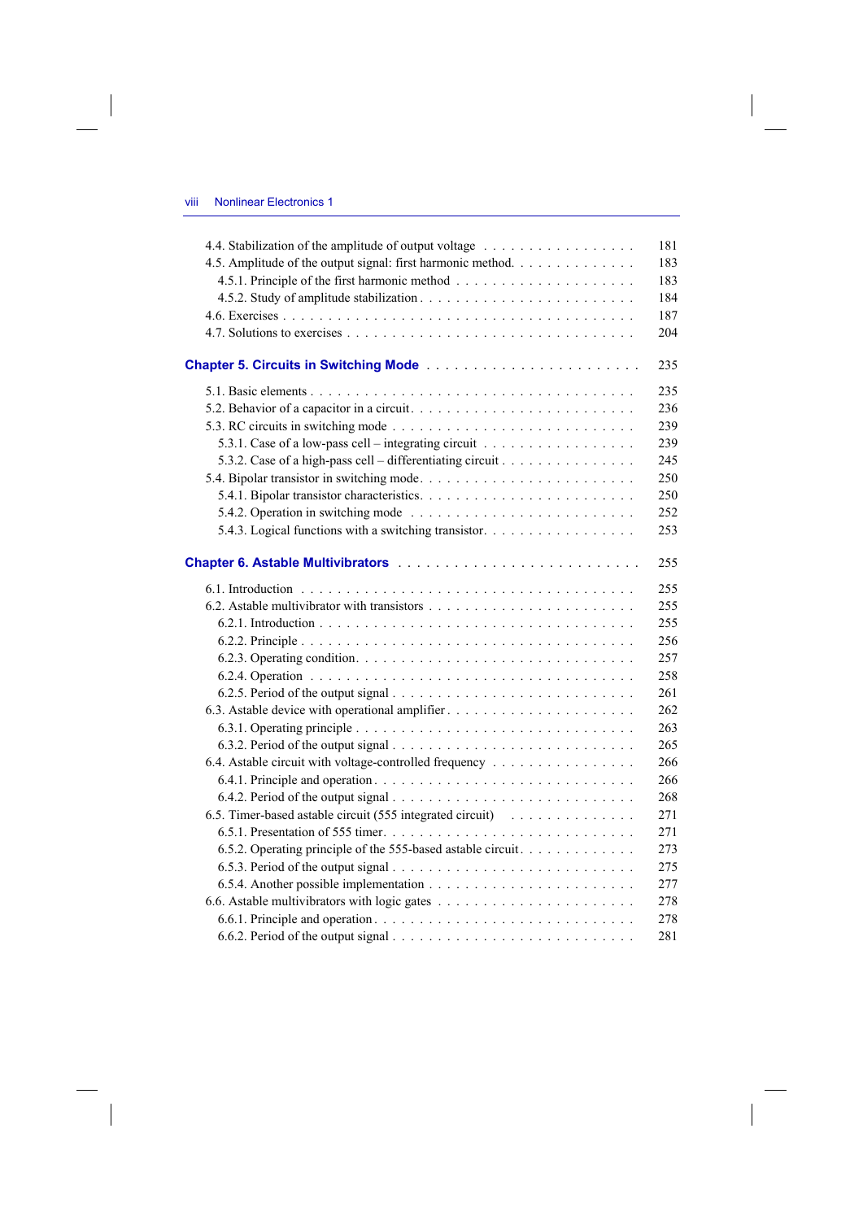4.4. Stabilization of the amplitude of output voltage . . . . . . . . . . . . . . . . . 181
4.5. Amplitude of the output signal: first harmonic method. . . . . . . . . . . . . 183
4.5.1. Principle of the first harmonic method . . . . . . . . . . . . . . . . . . . . 183
4.5.2. Study of amplitude stabilization . . . . . . . . . . . . . . . . . . . . . . . . 184
4.6. Exercises . . . . . . . . . . . . . . . . . . . . . . . . . . . . . . . . . . . . . . 187
4.7. Solutions to exercises . . . . . . . . . . . . . . . . . . . . . . . . . . . . . . 204

## Chapter 5. Circuits in Switching Mode . . . . . . . . . . . . . . . . . . . . . . 235

5.1. Basic elements . . . . . . . . . . . . . . . . . . . . . . . . . . . . . . . . . . 235
5.2. Behavior of a capacitor in a circuit. . . . . . . . . . . . . . . . . . . . . . . . 236
5.3. RC circuits in switching mode . . . . . . . . . . . . . . . . . . . . . . . . . . 239
5.3.1. Case of a low-pass cell – integrating circuit . . . . . . . . . . . . . . . . . 239
5.3.2. Case of a high-pass cell – differentiating circuit . . . . . . . . . . . . . . . 245
5.4. Bipolar transistor in switching mode. . . . . . . . . . . . . . . . . . . . . . . 250
5.4.1. Bipolar transistor characteristics. . . . . . . . . . . . . . . . . . . . . . . . 250
5.4.2. Operation in switching mode . . . . . . . . . . . . . . . . . . . . . . . . . 252
5.4.3. Logical functions with a switching transistor. . . . . . . . . . . . . . . . . 253

## Chapter 6. Astable Multivibrators . . . . . . . . . . . . . . . . . . . . . . . . . 255

6.1. Introduction . . . . . . . . . . . . . . . . . . . . . . . . . . . . . . . . . . . . 255
6.2. Astable multivibrator with transistors . . . . . . . . . . . . . . . . . . . . . . 255
6.2.1. Introduction . . . . . . . . . . . . . . . . . . . . . . . . . . . . . . . . . . 255
6.2.2. Principle . . . . . . . . . . . . . . . . . . . . . . . . . . . . . . . . . . . . 256
6.2.3. Operating condition. . . . . . . . . . . . . . . . . . . . . . . . . . . . . . . 257
6.2.4. Operation . . . . . . . . . . . . . . . . . . . . . . . . . . . . . . . . . . . . 258
6.2.5. Period of the output signal . . . . . . . . . . . . . . . . . . . . . . . . . . . 261
6.3. Astable device with operational amplifier . . . . . . . . . . . . . . . . . . . . 262
6.3.1. Operating principle . . . . . . . . . . . . . . . . . . . . . . . . . . . . . . . 263
6.3.2. Period of the output signal . . . . . . . . . . . . . . . . . . . . . . . . . . . 265
6.4. Astable circuit with voltage-controlled frequency . . . . . . . . . . . . . . . . 266
6.4.1. Principle and operation . . . . . . . . . . . . . . . . . . . . . . . . . . . . . 266
6.4.2. Period of the output signal . . . . . . . . . . . . . . . . . . . . . . . . . . . 268
6.5. Timer-based astable circuit (555 integrated circuit) . . . . . . . . . . . . . . 271
6.5.1. Presentation of 555 timer. . . . . . . . . . . . . . . . . . . . . . . . . . . . 271
6.5.2. Operating principle of the 555-based astable circuit. . . . . . . . . . . . . 273
6.5.3. Period of the output signal . . . . . . . . . . . . . . . . . . . . . . . . . . . 275
6.5.4. Another possible implementation . . . . . . . . . . . . . . . . . . . . . . . 277
6.6. Astable multivibrators with logic gates . . . . . . . . . . . . . . . . . . . . . 278
6.6.1. Principle and operation . . . . . . . . . . . . . . . . . . . . . . . . . . . . . 278
6.6.2. Period of the output signal . . . . . . . . . . . . . . . . . . . . . . . . . . . 281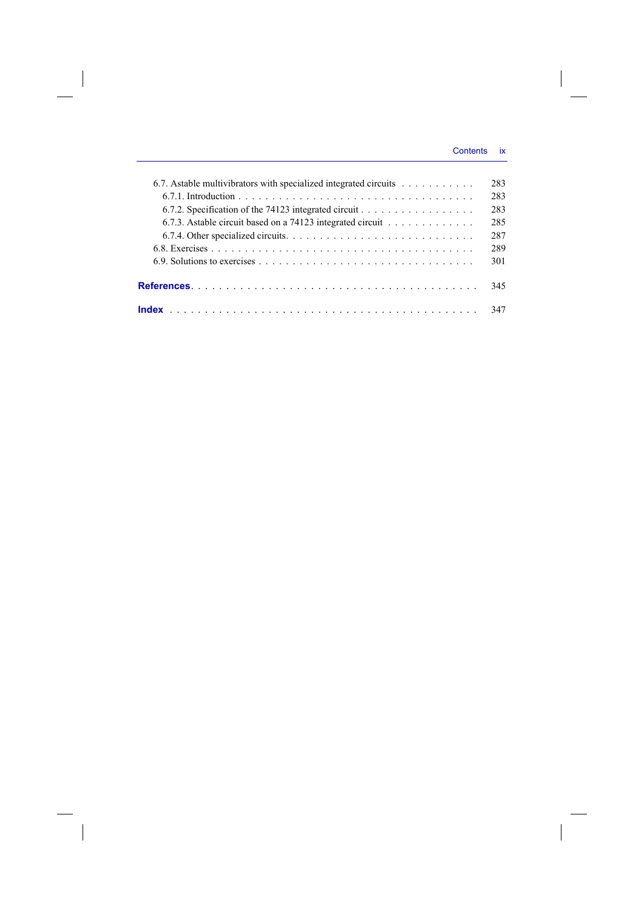6.7. Astable multivibrators with specialized integrated circuits . . . . . . . . . . . 283
6.7.1. Introduction . . . . . . . . . . . . . . . . . . . . . . . . . . . . . . . . . 283
6.7.2. Specification of the 74123 integrated circuit . . . . . . . . . . . . . . . . . 283
6.7.3. Astable circuit based on a 74123 integrated circuit . . . . . . . . . . . . . 285
6.7.4. Other specialized circuits. . . . . . . . . . . . . . . . . . . . . . . . . . . 287
6.8. Exercises . . . . . . . . . . . . . . . . . . . . . . . . . . . . . . . . . . . . 289
6.9. Solutions to exercises . . . . . . . . . . . . . . . . . . . . . . . . . . . . . 301

**References** . . . . . . . . . . . . . . . . . . . . . . . . . . . . . . . . . . . . . 345

**Index** . . . . . . . . . . . . . . . . . . . . . . . . . . . . . . . . . . . . . . . . 347